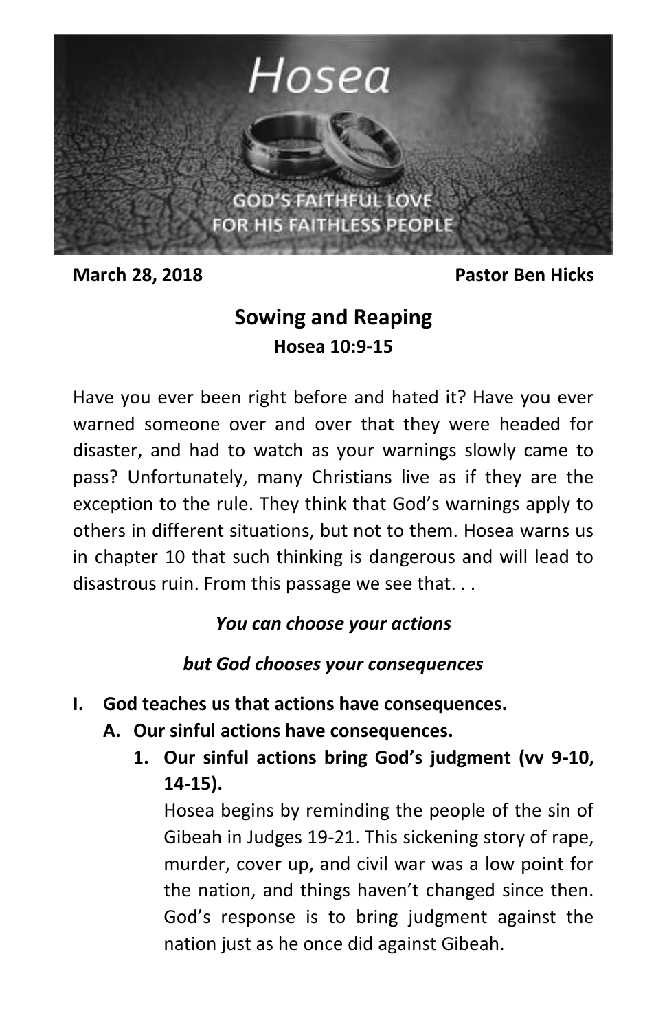# Hosea

GOD'S FAITHFUL LOVE FOR HIS FAITHLESS PEOPLE

**March 28, 2018** **Pastor Ben Hicks**

## Sowing and Reaping

### Hosea 10:9-15

Have you ever been right before and hated it? Have you ever warned someone over and over that they were headed for disaster, and had to watch as your warnings slowly came to pass? Unfortunately, many Christians live as if they are the exception to the rule. They think that God's warnings apply to others in different situations, but not to them. Hosea warns us in chapter 10 that such thinking is dangerous and will lead to disastrous ruin. From this passage we see that. . .

***You can choose your actions***

***but God chooses your consequences***

- **I. God teaches us that actions have consequences.**
  - **A. Our sinful actions have consequences.**
    - **1. Our sinful actions bring God's judgment (vv 9-10, 14-15).**

      Hosea begins by reminding the people of the sin of Gibeah in Judges 19-21. This sickening story of rape, murder, cover up, and civil war was a low point for the nation, and things haven't changed since then. God's response is to bring judgment against the nation just as he once did against Gibeah.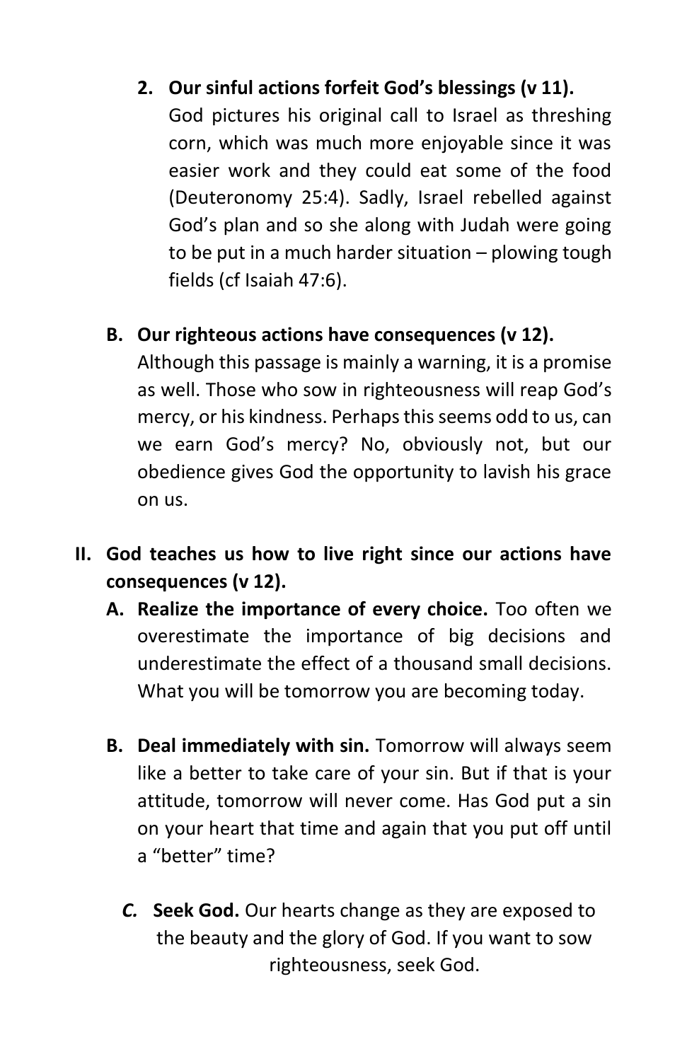2. **Our sinful actions forfeit God's blessings (v 11).** God pictures his original call to Israel as threshing corn, which was much more enjoyable since it was easier work and they could eat some of the food (Deuteronomy 25:4). Sadly, Israel rebelled against God's plan and so she along with Judah were going to be put in a much harder situation – plowing tough fields (cf Isaiah 47:6).

B. **Our righteous actions have consequences (v 12).** Although this passage is mainly a warning, it is a promise as well. Those who sow in righteousness will reap God's mercy, or his kindness. Perhaps this seems odd to us, can we earn God's mercy? No, obviously not, but our obedience gives God the opportunity to lavish his grace on us.

II. **God teaches us how to live right since our actions have consequences (v 12).**

A. **Realize the importance of every choice.** Too often we overestimate the importance of big decisions and underestimate the effect of a thousand small decisions. What you will be tomorrow you are becoming today.

B. **Deal immediately with sin.** Tomorrow will always seem like a better to take care of your sin. But if that is your attitude, tomorrow will never come. Has God put a sin on your heart that time and again that you put off until a "better" time?

*C.* **Seek God.** Our hearts change as they are exposed to the beauty and the glory of God. If you want to sow righteousness, seek God.